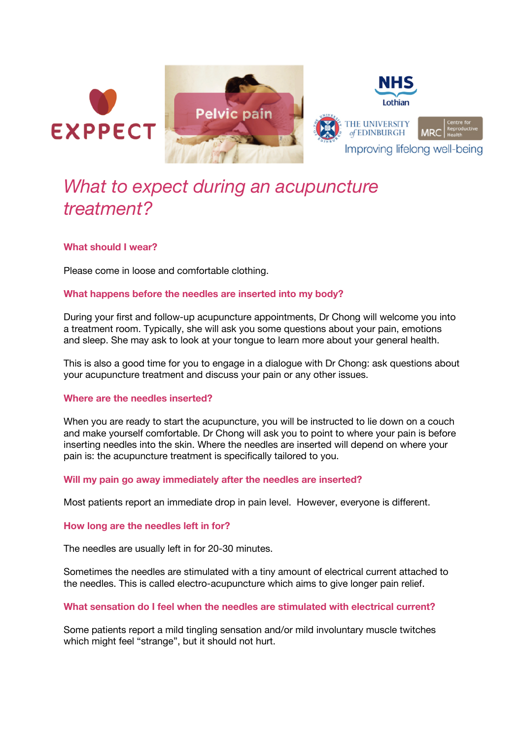# What to expect during an acupuncture treatment?

### What should I wear?

Please come in loose and comfortable clothing.

### What happens before the needles are inserted into my body?

During your first and follow-up acupuncture appointments, Dr Chong will welcome you into a treatment room. Typically, she will ask you some questions about your pain, emotions and sleep. She may ask to look at your tongue to learn more about your general health.

This is also a good time for you to engage in a dialogue with Dr Chong: ask questions about your acupuncture treatment and discuss your pain or any other issues.

### Where are the needles inserted?

When you are ready to start the acupuncture, you will be instructed to lie down on a couch and make yourself comfortable. Dr Chong will ask you to point to where your pain is before inserting needles into the skin. Where the needles are inserted will depend on where your pain is: the acupuncture treatment is specifically tailored to you.

### Will my pain go away immediately after the needles are inserted?

Most patients report an immediate drop in pain level. However, everyone is different.

### How long are the needles left in for?

The needles are usually left in for 20-30 minutes.

Sometimes the needles are stimulated with a tiny amount of electrical current attached to the needles. This is called electro-acupuncture which aims to give longer pain relief.

### What sensation do I feel when the needles are stimulated with electrical current?

Some patients report a mild tingling sensation and/or mild involuntary muscle twitches which might feel "strange", but it should not hurt.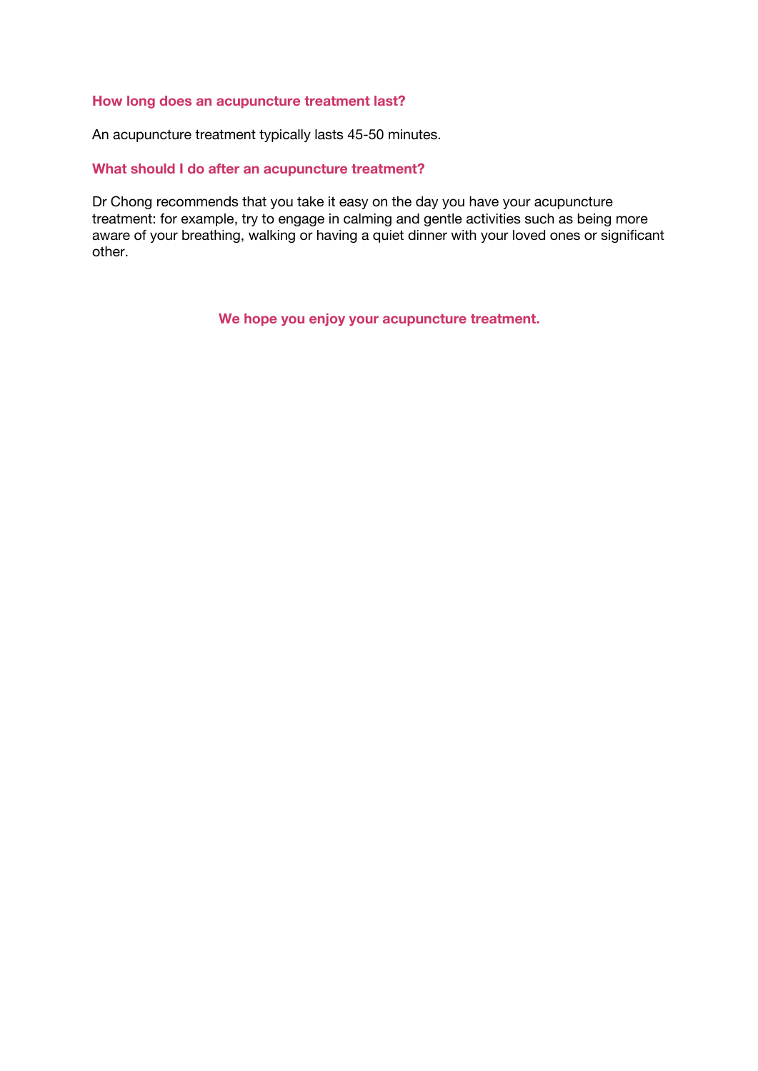### How long does an acupuncture treatment last?

An acupuncture treatment typically lasts 45-50 minutes.

### What should I do after an acupuncture treatment?

Dr Chong recommends that you take it easy on the day you have your acupuncture treatment: for example, try to engage in calming and gentle activities such as being more aware of your breathing, walking or having a quiet dinner with your loved ones or significant other.

**We hope you enjoy your acupuncture treatment.**